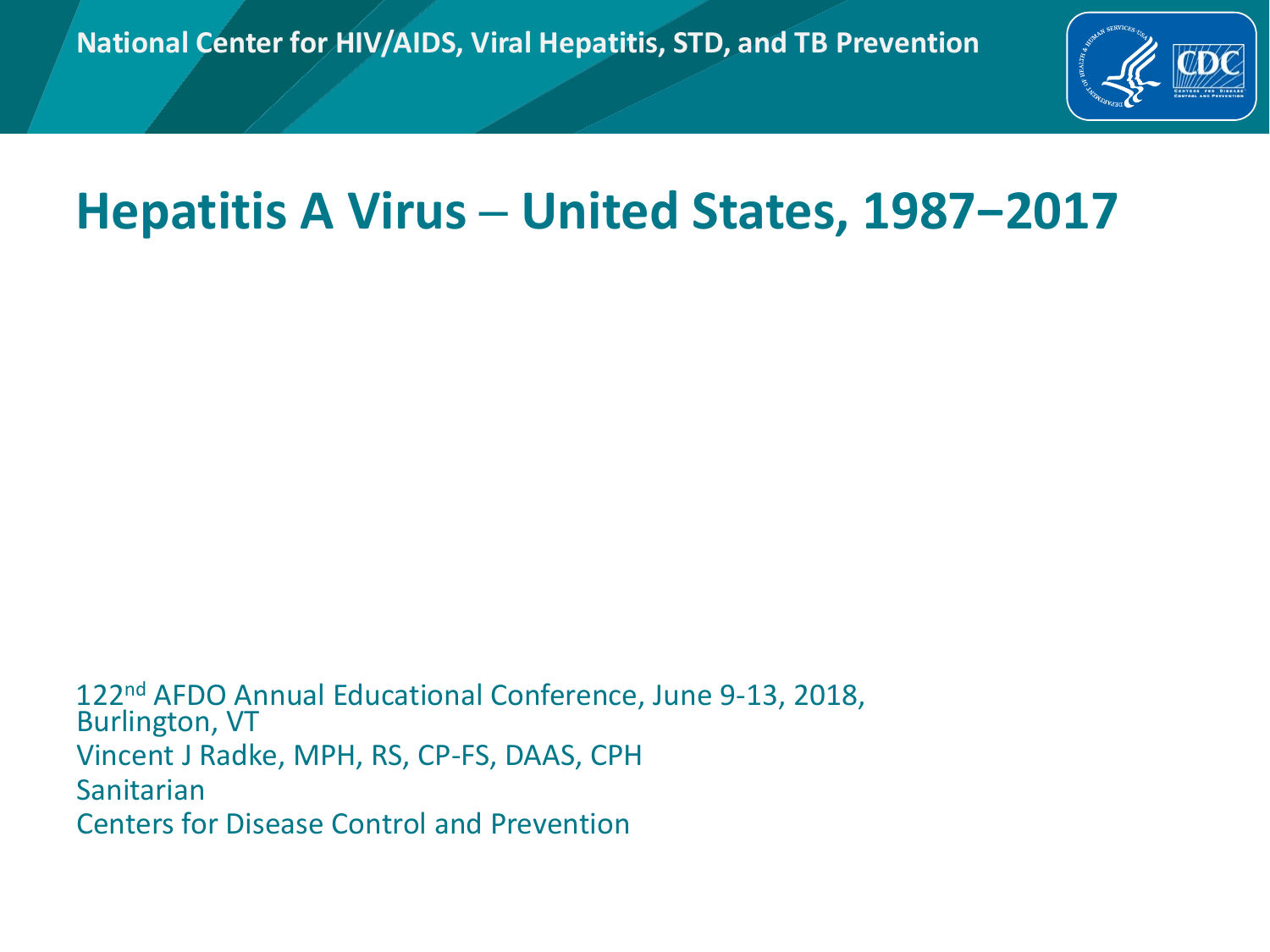National Center for HIV/AIDS, Viral Hepatitis, STD, and TB Prevention

# Hepatitis A Virus – United States, 1987–2017

122nd AFDO Annual Educational Conference, June 9-13, 2018, Burlington, VT

Vincent J Radke, MPH, RS, CP-FS, DAAS, CPH

Sanitarian

Centers for Disease Control and Prevention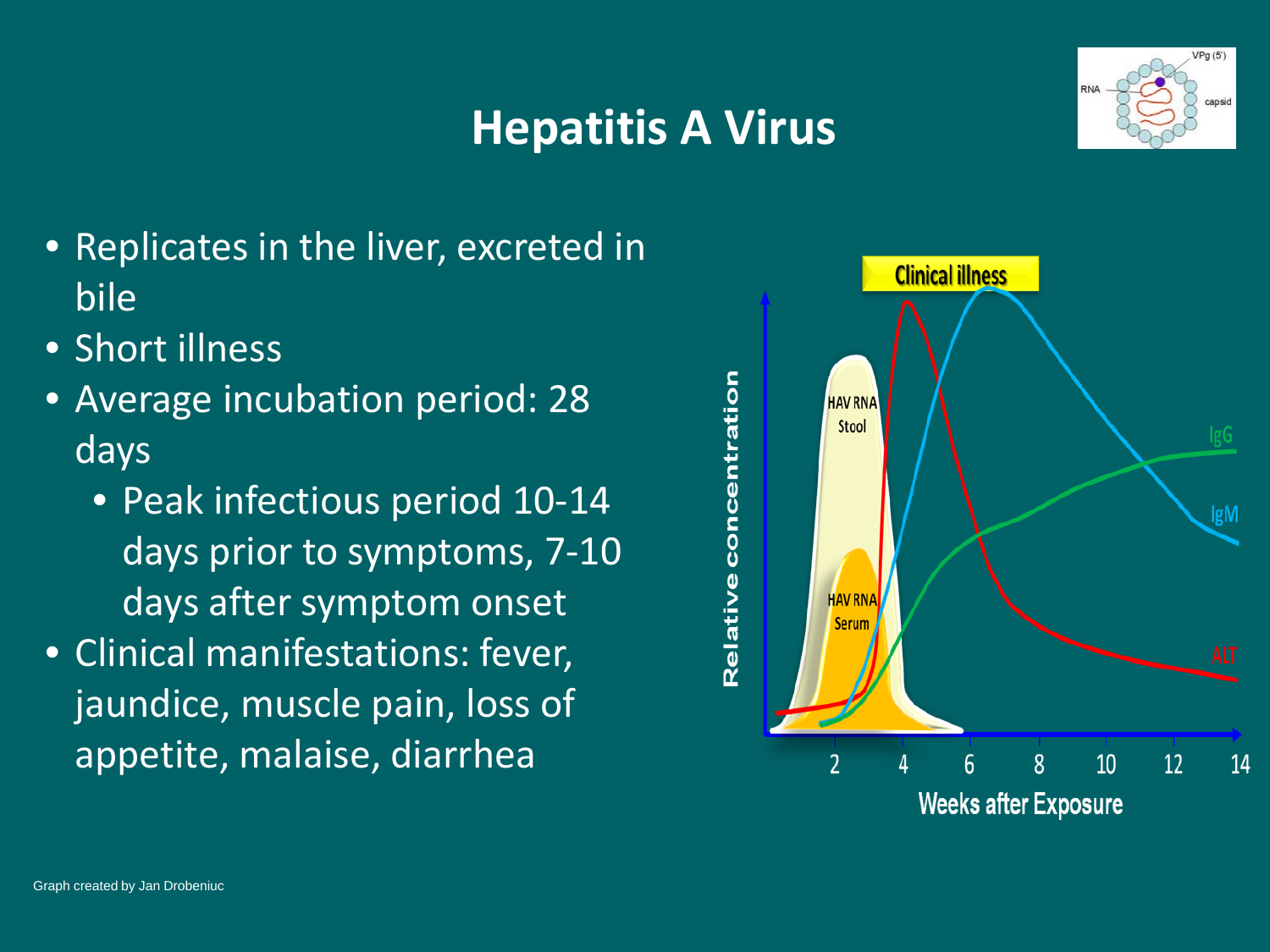# Hepatitis A Virus

- Replicates in the liver, excreted in bile
- Short illness
- Average incubation period: 28 days
  - Peak infectious period 10-14 days prior to symptoms, 7-10 days after symptom onset
- Clinical manifestations: fever, jaundice, muscle pain, loss of appetite, malaise, diarrhea

Graph created by Jan Drobeniuc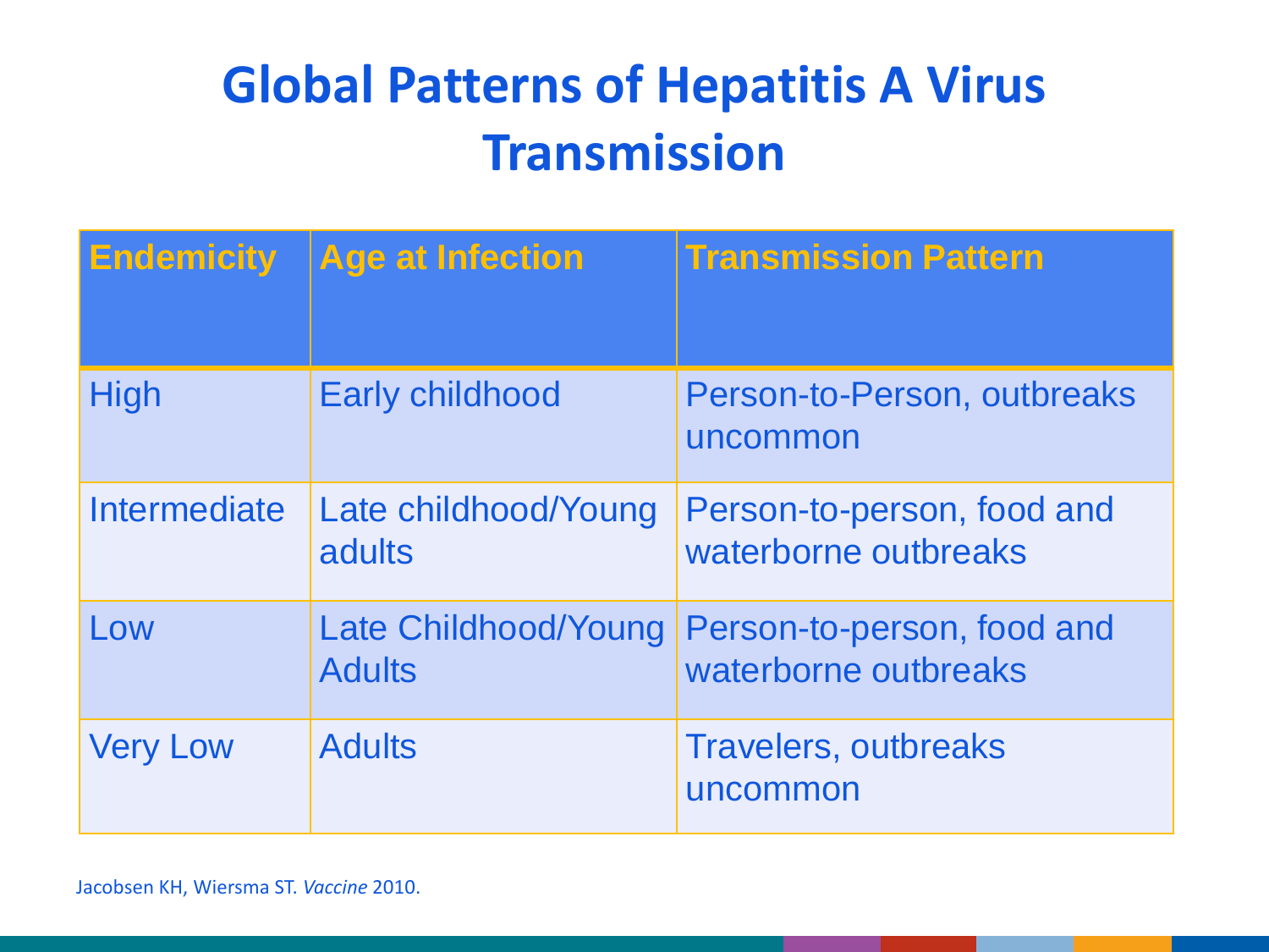# Global Patterns of Hepatitis A Virus Transmission

| Endemicity | Age at Infection | Transmission Pattern |
|---|---|---|
| High | Early childhood | Person-to-Person, outbreaks uncommon |
| Intermediate | Late childhood/Young adults | Person-to-person, food and waterborne outbreaks |
| Low | Late Childhood/Young Adults | Person-to-person, food and waterborne outbreaks |
| Very Low | Adults | Travelers, outbreaks uncommon |

Jacobsen KH, Wiersma ST. *Vaccine* 2010.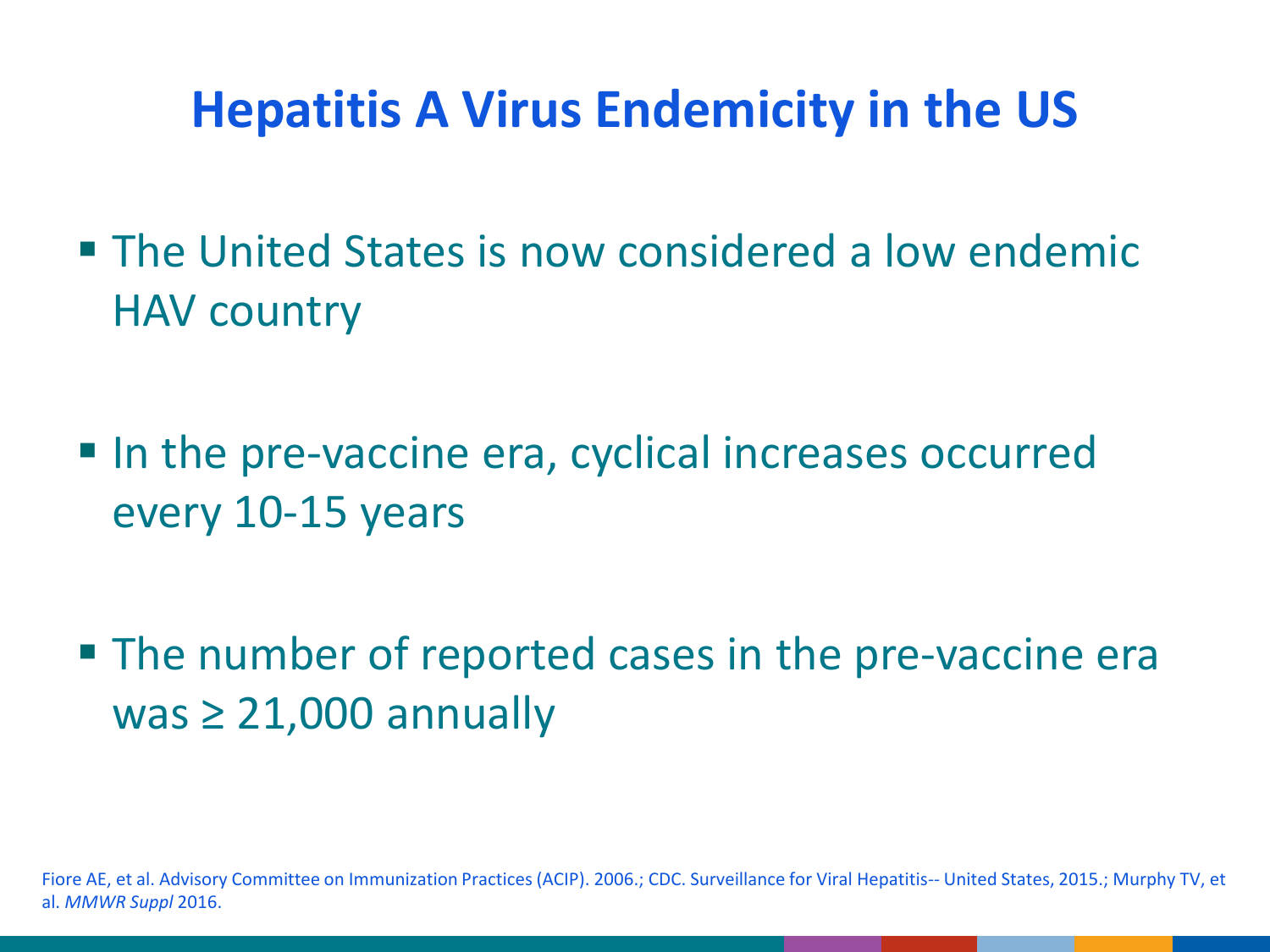# Hepatitis A Virus Endemicity in the US

- The United States is now considered a low endemic HAV country
- In the pre-vaccine era, cyclical increases occurred every 10-15 years
- The number of reported cases in the pre-vaccine era was ≥ 21,000 annually

Fiore AE, et al. Advisory Committee on Immunization Practices (ACIP). 2006.; CDC. Surveillance for Viral Hepatitis-- United States, 2015.; Murphy TV, et al. *MMWR Suppl* 2016.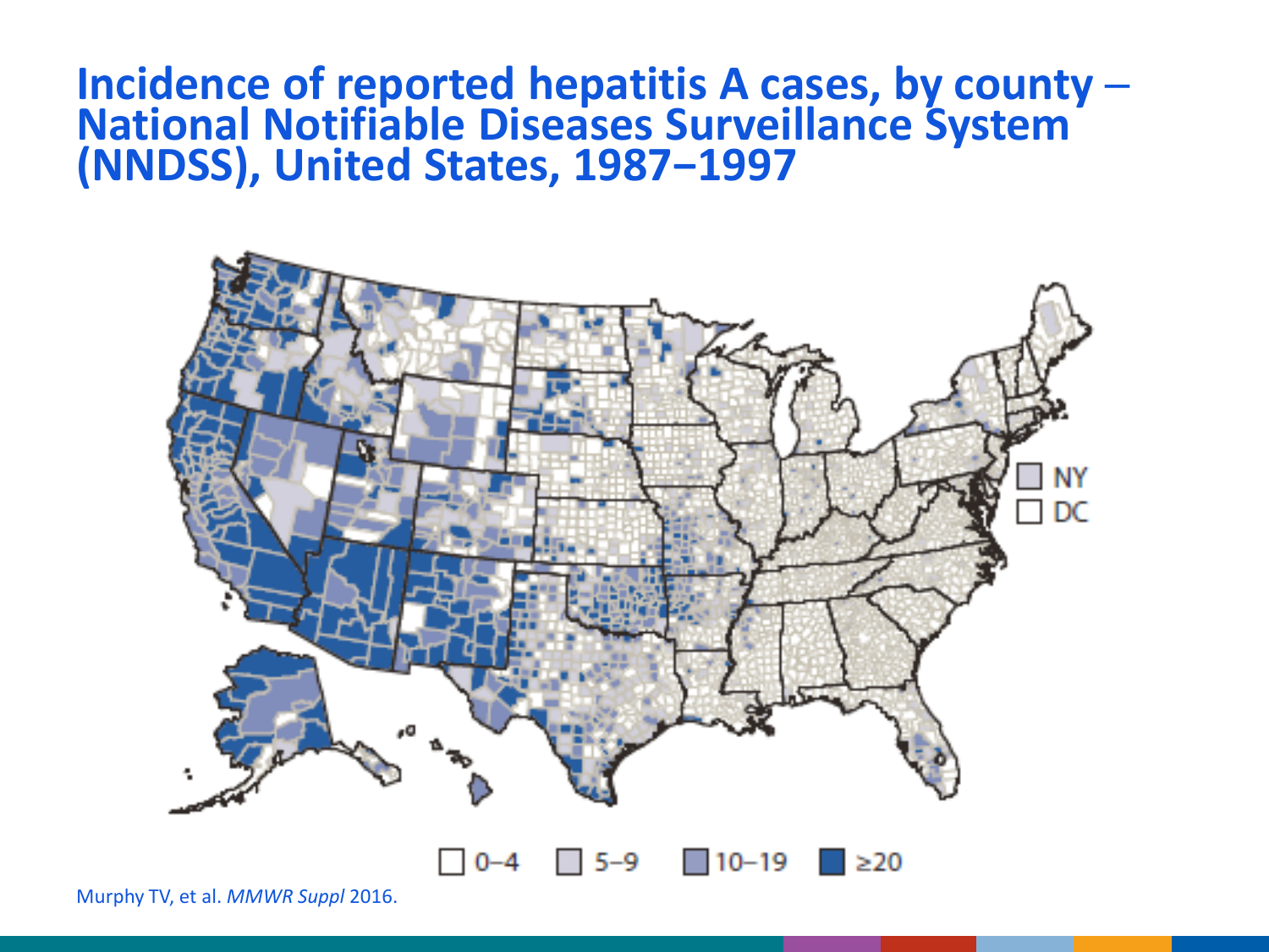# Incidence of reported hepatitis A cases, by county – National Notifiable Diseases Surveillance System (NNDSS), United States, 1987−1997

Murphy TV, et al. *MMWR Suppl* 2016.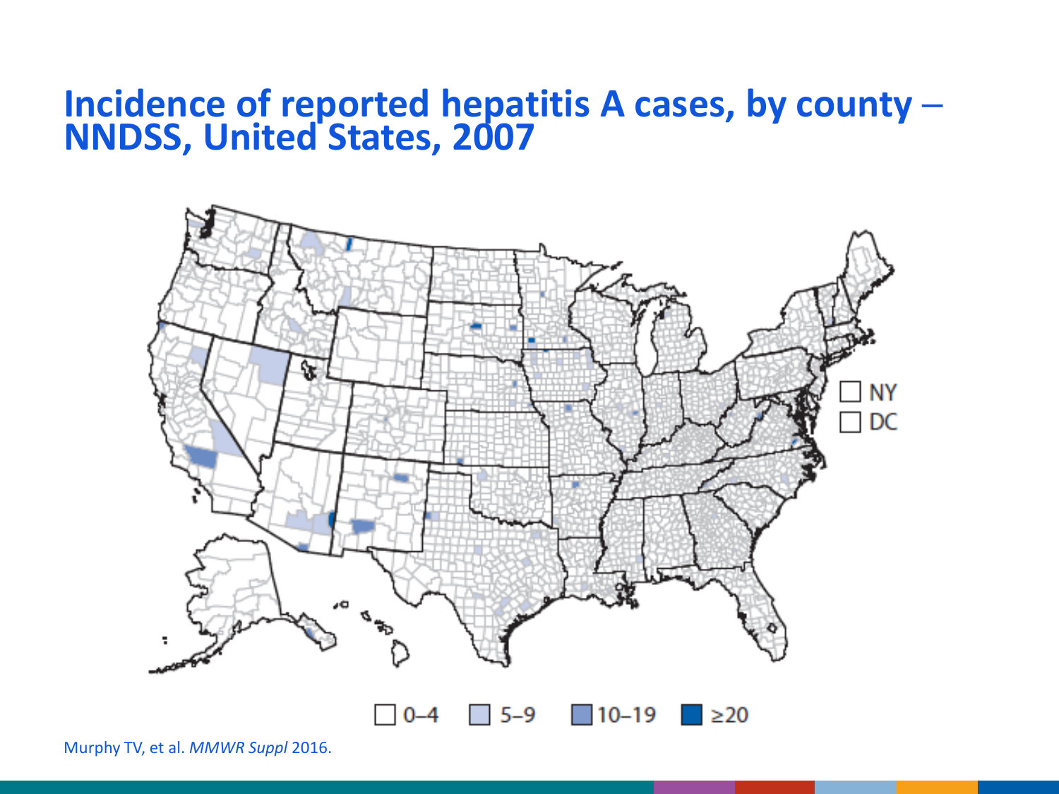# Incidence of reported hepatitis A cases, by county – NNDSS, United States, 2007

NY

DC

0–4 | 5–9 | 10–19 | ≥20

Murphy TV, et al. *MMWR Suppl* 2016.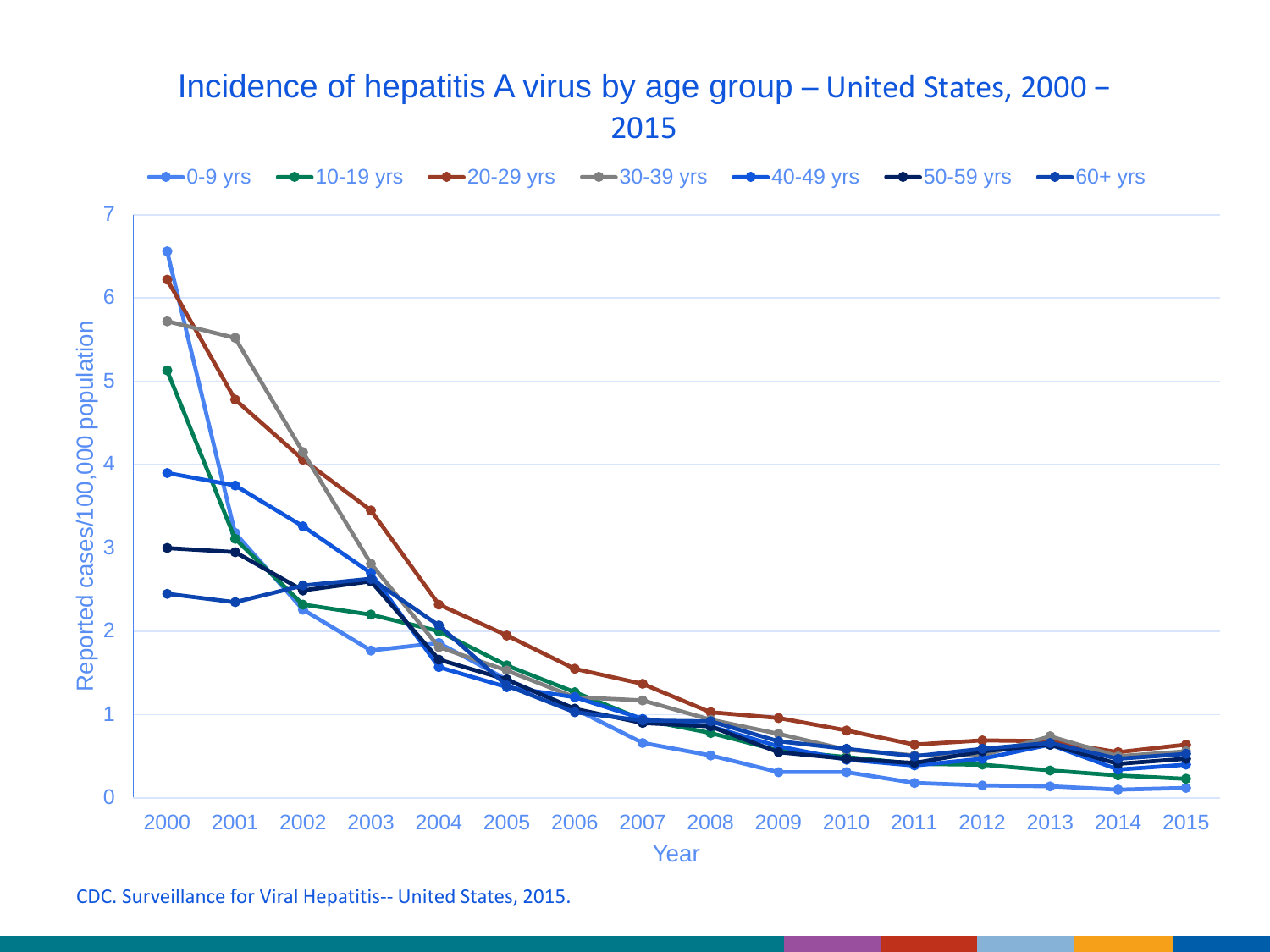# Incidence of hepatitis A virus by age group – United States, 2000 – 2015

Legend: 0-9 yrs, 10-19 yrs, 20-29 yrs, 30-39 yrs, 40-49 yrs, 50-59 yrs, 60+ yrs

Y-axis: Reported cases/100,000 population (0–7)

X-axis: Year (2000–2015)

CDC. Surveillance for Viral Hepatitis-- United States, 2015.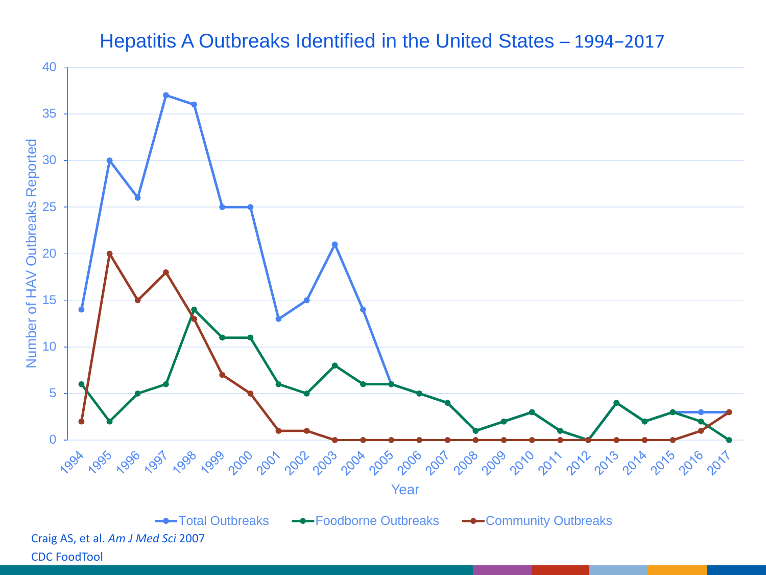# Hepatitis A Outbreaks Identified in the United States – 1994–2017

| Year | Total Outbreaks | Foodborne Outbreaks | Community Outbreaks |
|---|---|---|---|
| 1994 | 14 | 6 | 2 |
| 1995 | 30 | 2 | 20 |
| 1996 | 26 | 5 | 15 |
| 1997 | 37 | 6 | 18 |
| 1998 | 36 | 14 | 13 |
| 1999 | 25 | 11 | 7 |
| 2000 | 25 | 11 | 5 |
| 2001 | 13 | 6 | 1 |
| 2002 | 15 | 5 | 1 |
| 2003 | 21 | 8 | 0 |
| 2004 | 14 | 6 | 0 |
| 2005 | 6 | 6 | 0 |
| 2006 | 5 | 5 | 0 |
| 2007 | 4 | 4 | 0 |
| 2008 | 1 | 1 | 0 |
| 2009 | 2 | 2 | 0 |
| 2010 | 3 | 3 | 0 |
| 2011 | 1 | 1 | 0 |
| 2012 | 0 | 0 | 0 |
| 2013 | 4 | 4 | 0 |
| 2014 | 2 | 2 | 0 |
| 2015 | 3 | 3 | 0 |
| 2016 | 3 | 2 | 1 |
| 2017 | 3 | 0 | 3 |

Y-axis: Number of HAV Outbreaks Reported; X-axis: Year

Craig AS, et al. *Am J Med Sci* 2007

CDC FoodTool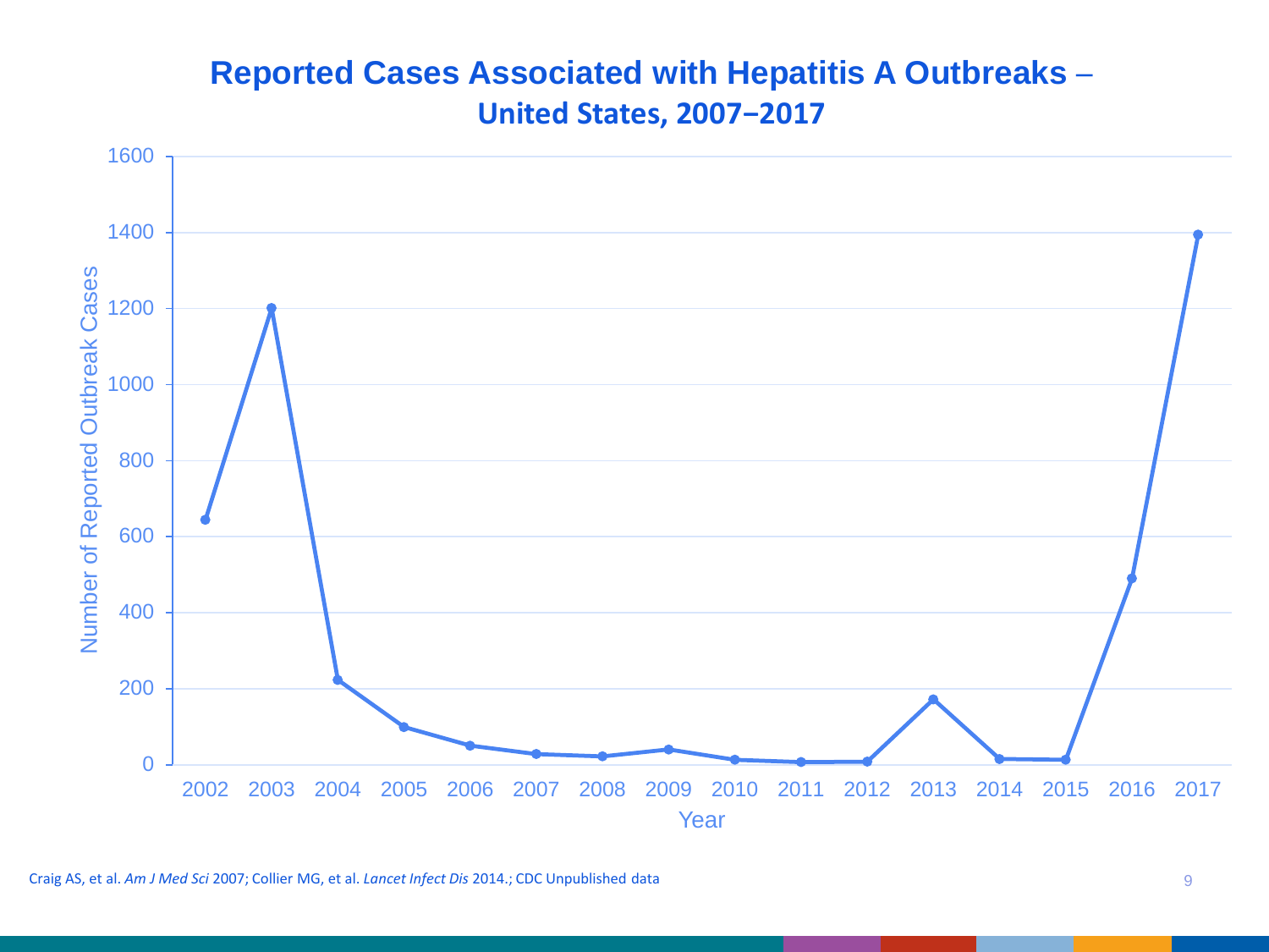# Reported Cases Associated with Hepatitis A Outbreaks – United States, 2007–2017

Craig AS, et al. *Am J Med Sci* 2007; Collier MG, et al. *Lancet Infect Dis* 2014.; CDC Unpublished data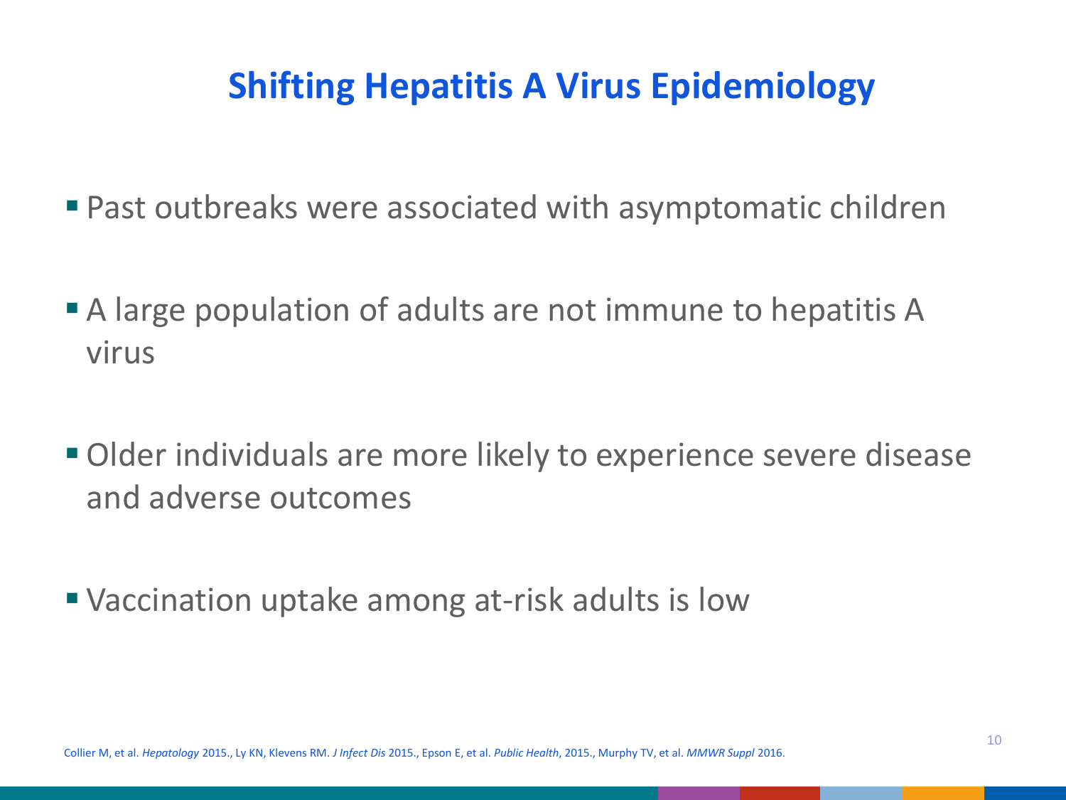# Shifting Hepatitis A Virus Epidemiology

- Past outbreaks were associated with asymptomatic children
- A large population of adults are not immune to hepatitis A virus
- Older individuals are more likely to experience severe disease and adverse outcomes
- Vaccination uptake among at-risk adults is low

Collier M, et al. *Hepatology* 2015., Ly KN, Klevens RM. *J Infect Dis* 2015., Epson E, et al. *Public Health*, 2015., Murphy TV, et al. *MMWR Suppl* 2016.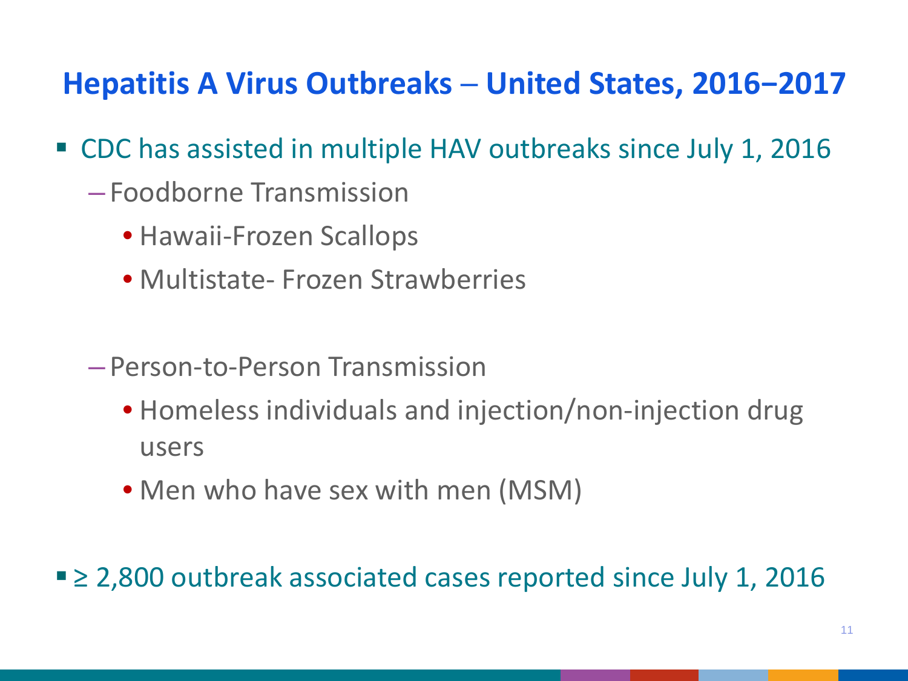## Hepatitis A Virus Outbreaks – United States, 2016–2017

- CDC has assisted in multiple HAV outbreaks since July 1, 2016
  - Foodborne Transmission
    - Hawaii-Frozen Scallops
    - Multistate- Frozen Strawberries
  - Person-to-Person Transmission
    - Homeless individuals and injection/non-injection drug users
    - Men who have sex with men (MSM)
- ≥ 2,800 outbreak associated cases reported since July 1, 2016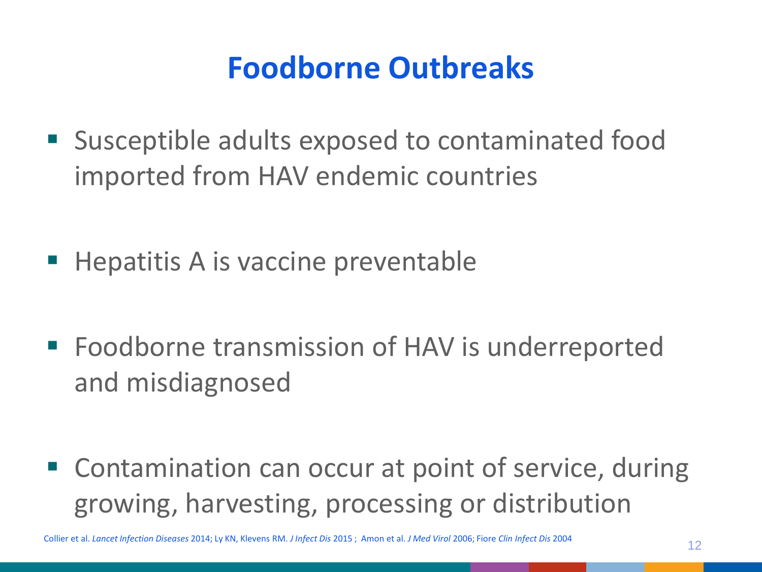# Foodborne Outbreaks

- Susceptible adults exposed to contaminated food imported from HAV endemic countries
- Hepatitis A is vaccine preventable
- Foodborne transmission of HAV is underreported and misdiagnosed
- Contamination can occur at point of service, during growing, harvesting, processing or distribution

Collier et al. *Lancet Infection Diseases* 2014; Ly KN, Klevens RM. *J Infect Dis* 2015 ; Amon et al. *J Med Virol* 2006; Fiore *Clin Infect Dis* 2004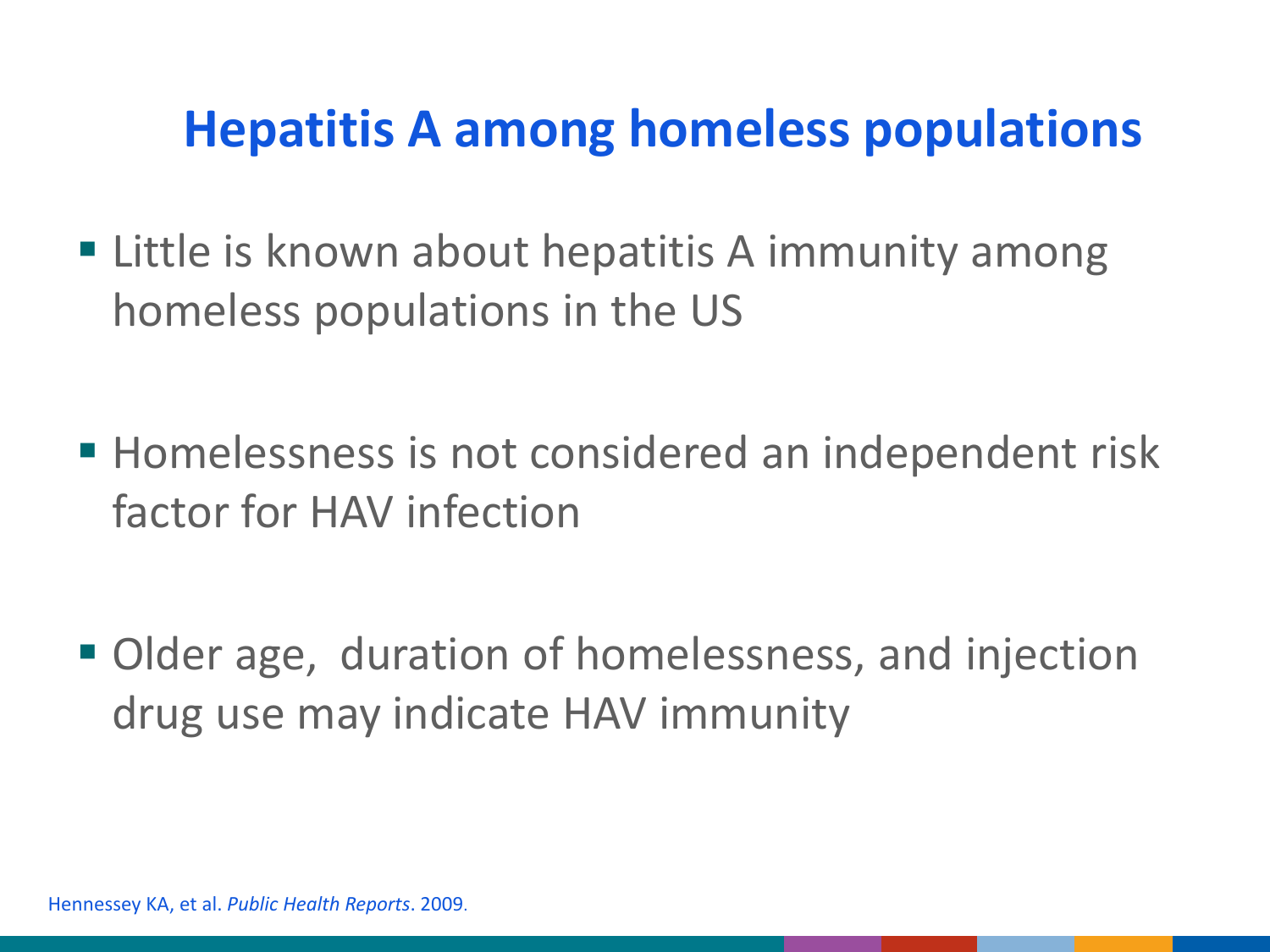# Hepatitis A among homeless populations

- Little is known about hepatitis A immunity among homeless populations in the US
- Homelessness is not considered an independent risk factor for HAV infection
- Older age, duration of homelessness, and injection drug use may indicate HAV immunity

Hennessey KA, et al. *Public Health Reports*. 2009.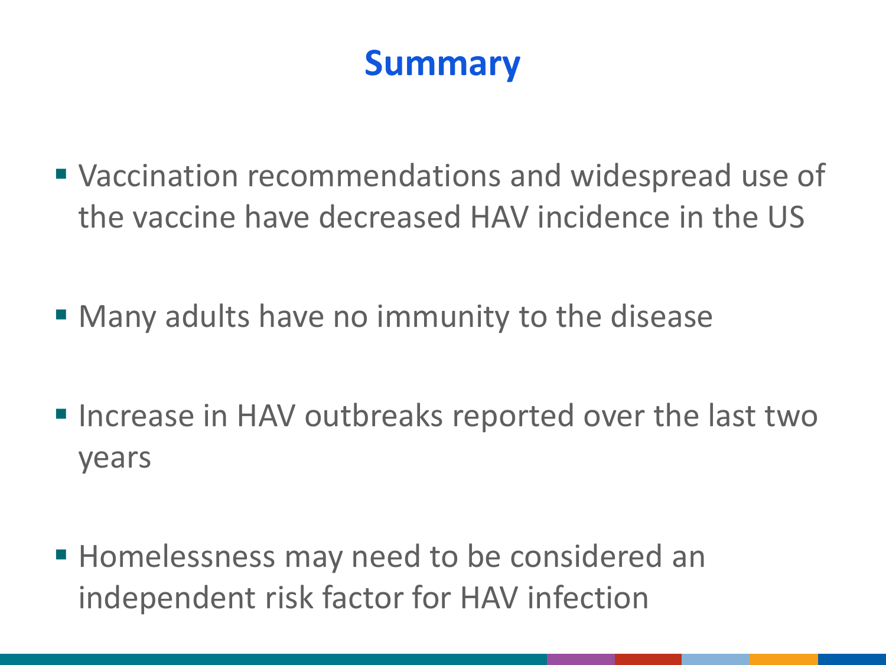# Summary

- Vaccination recommendations and widespread use of the vaccine have decreased HAV incidence in the US
- Many adults have no immunity to the disease
- Increase in HAV outbreaks reported over the last two years
- Homelessness may need to be considered an independent risk factor for HAV infection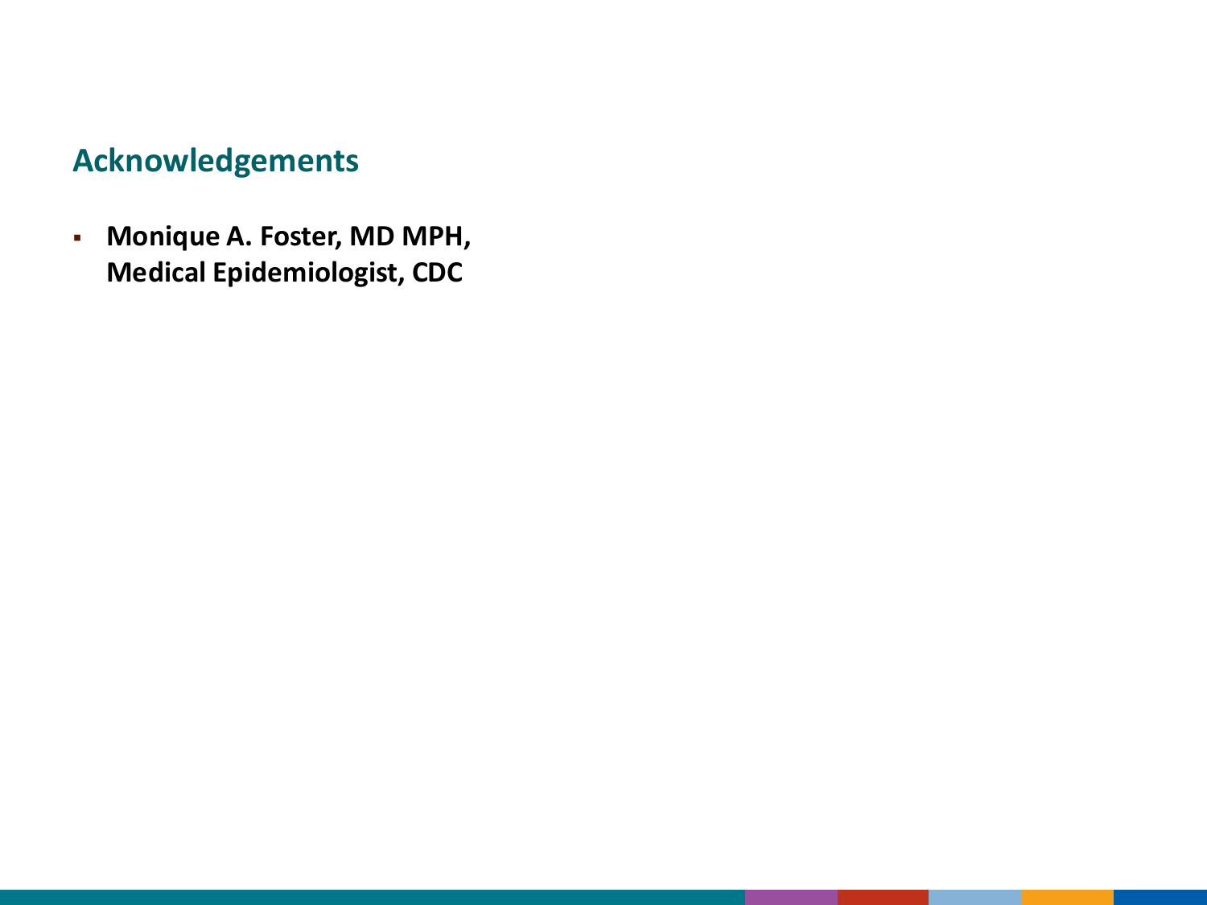## Acknowledgements

- **Monique A. Foster, MD MPH, Medical Epidemiologist, CDC**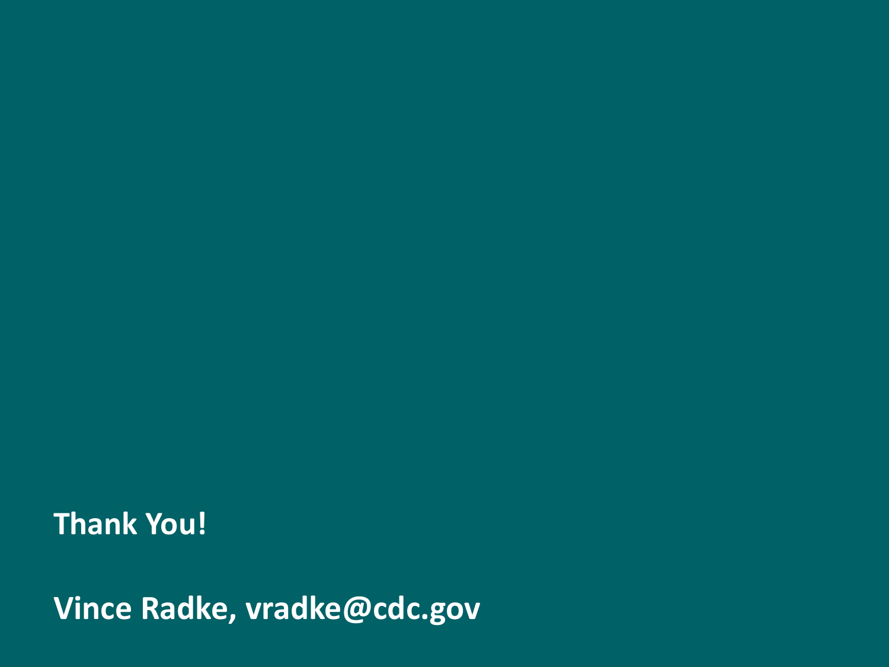**Thank You!**

**Vince Radke, vradke@cdc.gov**